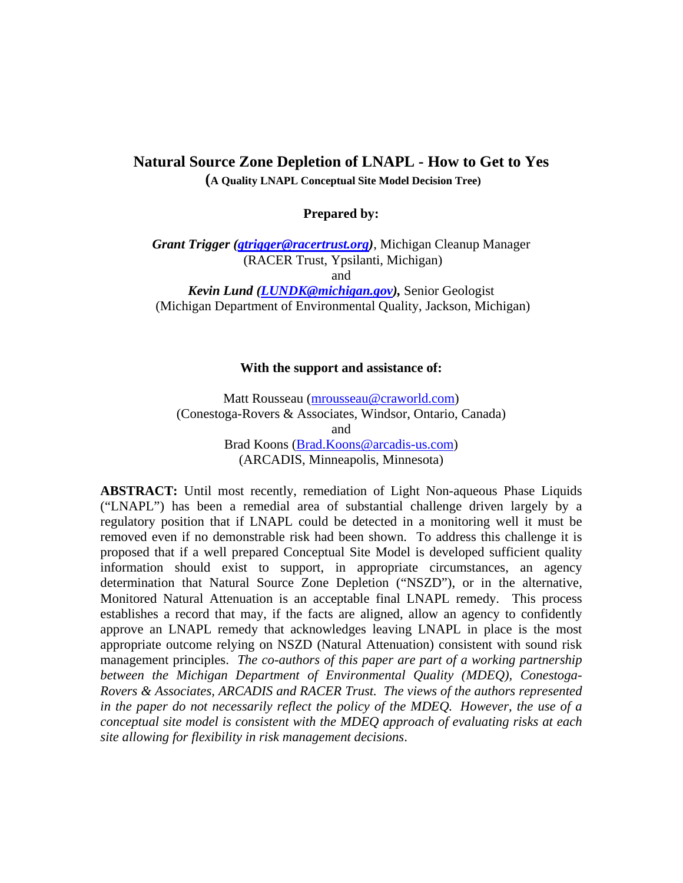# Natural Source Zone Depletion of LNAPL - How to Get to Yes

**(A Quality LNAPL Conceptual Site Model Decision Tree)**

**Prepared by:**

***Grant Trigger (gtrigger@racertrust.org)***, Michigan Cleanup Manager
(RACER Trust, Ypsilanti, Michigan)
and
***Kevin Lund (LUNDK@michigan.gov),*** Senior Geologist
(Michigan Department of Environmental Quality, Jackson, Michigan)

**With the support and assistance of:**

Matt Rousseau (mrousseau@craworld.com)
(Conestoga-Rovers & Associates, Windsor, Ontario, Canada)
and
Brad Koons (Brad.Koons@arcadis-us.com)
(ARCADIS, Minneapolis, Minnesota)

**ABSTRACT:** Until most recently, remediation of Light Non-aqueous Phase Liquids ("LNAPL") has been a remedial area of substantial challenge driven largely by a regulatory position that if LNAPL could be detected in a monitoring well it must be removed even if no demonstrable risk had been shown. To address this challenge it is proposed that if a well prepared Conceptual Site Model is developed sufficient quality information should exist to support, in appropriate circumstances, an agency determination that Natural Source Zone Depletion ("NSZD"), or in the alternative, Monitored Natural Attenuation is an acceptable final LNAPL remedy. This process establishes a record that may, if the facts are aligned, allow an agency to confidently approve an LNAPL remedy that acknowledges leaving LNAPL in place is the most appropriate outcome relying on NSZD (Natural Attenuation) consistent with sound risk management principles. *The co-authors of this paper are part of a working partnership between the Michigan Department of Environmental Quality (MDEQ), Conestoga-Rovers & Associates, ARCADIS and RACER Trust. The views of the authors represented in the paper do not necessarily reflect the policy of the MDEQ. However, the use of a conceptual site model is consistent with the MDEQ approach of evaluating risks at each site allowing for flexibility in risk management decisions*.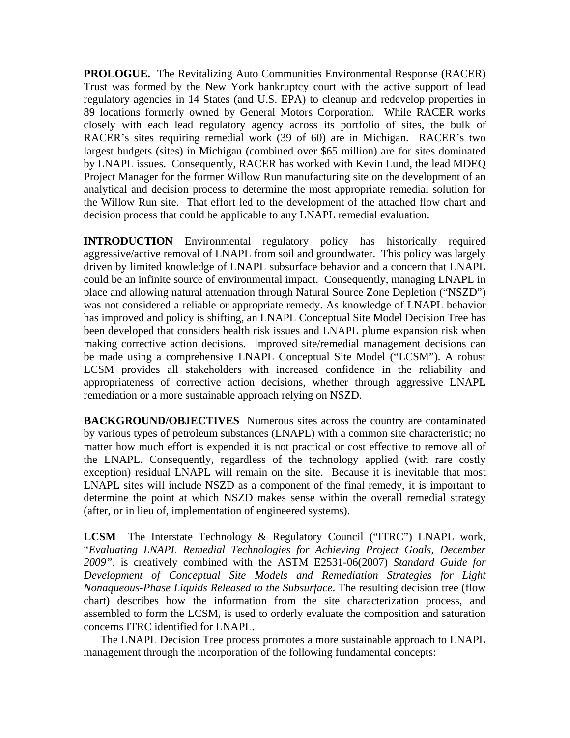**PROLOGUE.** The Revitalizing Auto Communities Environmental Response (RACER) Trust was formed by the New York bankruptcy court with the active support of lead regulatory agencies in 14 States (and U.S. EPA) to cleanup and redevelop properties in 89 locations formerly owned by General Motors Corporation. While RACER works closely with each lead regulatory agency across its portfolio of sites, the bulk of RACER's sites requiring remedial work (39 of 60) are in Michigan. RACER's two largest budgets (sites) in Michigan (combined over $65 million) are for sites dominated by LNAPL issues. Consequently, RACER has worked with Kevin Lund, the lead MDEQ Project Manager for the former Willow Run manufacturing site on the development of an analytical and decision process to determine the most appropriate remedial solution for the Willow Run site. That effort led to the development of the attached flow chart and decision process that could be applicable to any LNAPL remedial evaluation.

**INTRODUCTION** Environmental regulatory policy has historically required aggressive/active removal of LNAPL from soil and groundwater. This policy was largely driven by limited knowledge of LNAPL subsurface behavior and a concern that LNAPL could be an infinite source of environmental impact. Consequently, managing LNAPL in place and allowing natural attenuation through Natural Source Zone Depletion ("NSZD") was not considered a reliable or appropriate remedy. As knowledge of LNAPL behavior has improved and policy is shifting, an LNAPL Conceptual Site Model Decision Tree has been developed that considers health risk issues and LNAPL plume expansion risk when making corrective action decisions. Improved site/remedial management decisions can be made using a comprehensive LNAPL Conceptual Site Model ("LCSM"). A robust LCSM provides all stakeholders with increased confidence in the reliability and appropriateness of corrective action decisions, whether through aggressive LNAPL remediation or a more sustainable approach relying on NSZD.

**BACKGROUND/OBJECTIVES** Numerous sites across the country are contaminated by various types of petroleum substances (LNAPL) with a common site characteristic; no matter how much effort is expended it is not practical or cost effective to remove all of the LNAPL. Consequently, regardless of the technology applied (with rare costly exception) residual LNAPL will remain on the site. Because it is inevitable that most LNAPL sites will include NSZD as a component of the final remedy, it is important to determine the point at which NSZD makes sense within the overall remedial strategy (after, or in lieu of, implementation of engineered systems).

**LCSM** The Interstate Technology & Regulatory Council ("ITRC") LNAPL work, "*Evaluating LNAPL Remedial Technologies for Achieving Project Goals, December 2009"*, is creatively combined with the ASTM E2531-06(2007) *Standard Guide for Development of Conceptual Site Models and Remediation Strategies for Light Nonaqueous-Phase Liquids Released to the Subsurface*. The resulting decision tree (flow chart) describes how the information from the site characterization process, and assembled to form the LCSM, is used to orderly evaluate the composition and saturation concerns ITRC identified for LNAPL.

The LNAPL Decision Tree process promotes a more sustainable approach to LNAPL management through the incorporation of the following fundamental concepts: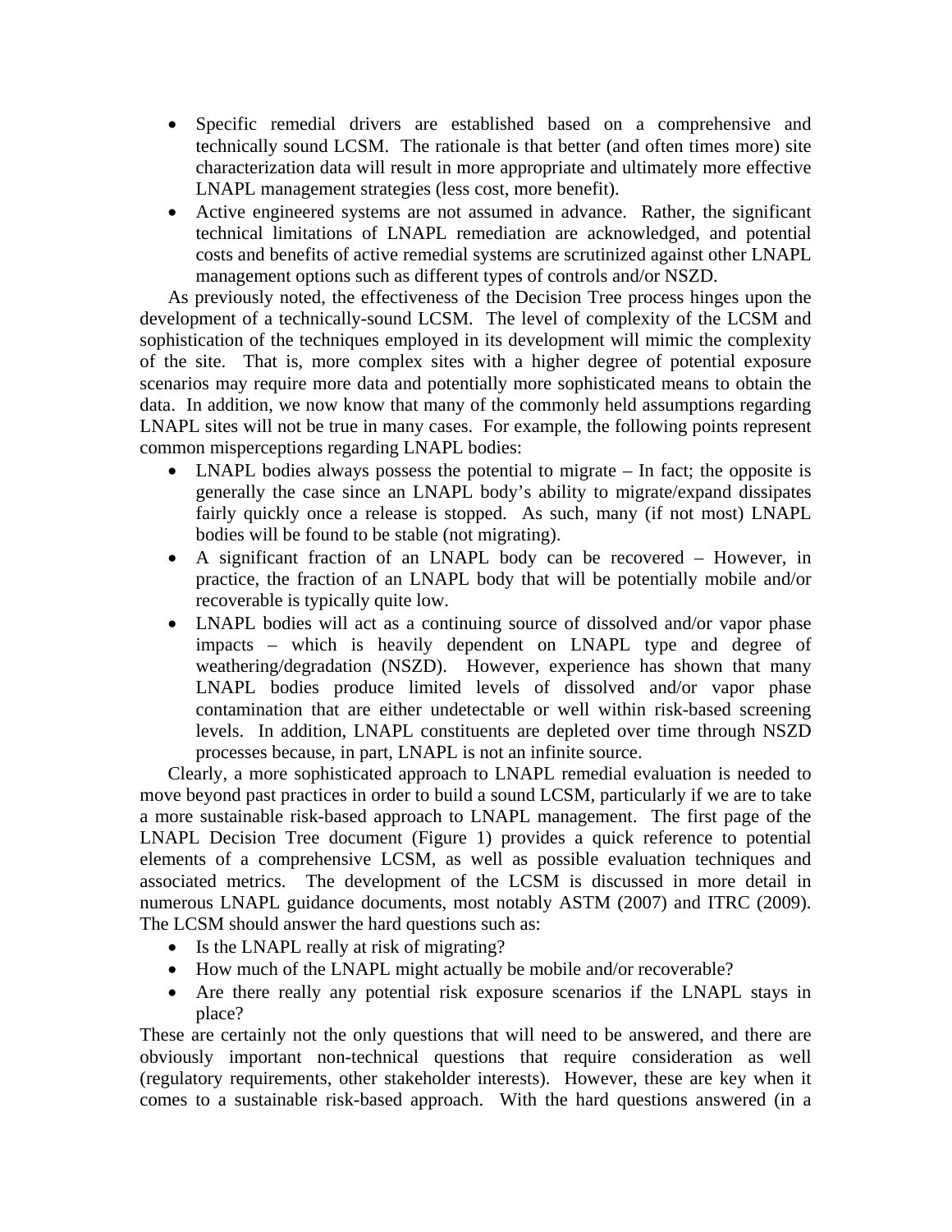- Specific remedial drivers are established based on a comprehensive and technically sound LCSM. The rationale is that better (and often times more) site characterization data will result in more appropriate and ultimately more effective LNAPL management strategies (less cost, more benefit).
- Active engineered systems are not assumed in advance. Rather, the significant technical limitations of LNAPL remediation are acknowledged, and potential costs and benefits of active remedial systems are scrutinized against other LNAPL management options such as different types of controls and/or NSZD.

As previously noted, the effectiveness of the Decision Tree process hinges upon the development of a technically-sound LCSM. The level of complexity of the LCSM and sophistication of the techniques employed in its development will mimic the complexity of the site. That is, more complex sites with a higher degree of potential exposure scenarios may require more data and potentially more sophisticated means to obtain the data. In addition, we now know that many of the commonly held assumptions regarding LNAPL sites will not be true in many cases. For example, the following points represent common misperceptions regarding LNAPL bodies:

- LNAPL bodies always possess the potential to migrate – In fact; the opposite is generally the case since an LNAPL body's ability to migrate/expand dissipates fairly quickly once a release is stopped. As such, many (if not most) LNAPL bodies will be found to be stable (not migrating).
- A significant fraction of an LNAPL body can be recovered – However, in practice, the fraction of an LNAPL body that will be potentially mobile and/or recoverable is typically quite low.
- LNAPL bodies will act as a continuing source of dissolved and/or vapor phase impacts – which is heavily dependent on LNAPL type and degree of weathering/degradation (NSZD). However, experience has shown that many LNAPL bodies produce limited levels of dissolved and/or vapor phase contamination that are either undetectable or well within risk-based screening levels. In addition, LNAPL constituents are depleted over time through NSZD processes because, in part, LNAPL is not an infinite source.

Clearly, a more sophisticated approach to LNAPL remedial evaluation is needed to move beyond past practices in order to build a sound LCSM, particularly if we are to take a more sustainable risk-based approach to LNAPL management. The first page of the LNAPL Decision Tree document (Figure 1) provides a quick reference to potential elements of a comprehensive LCSM, as well as possible evaluation techniques and associated metrics. The development of the LCSM is discussed in more detail in numerous LNAPL guidance documents, most notably ASTM (2007) and ITRC (2009). The LCSM should answer the hard questions such as:

- Is the LNAPL really at risk of migrating?
- How much of the LNAPL might actually be mobile and/or recoverable?
- Are there really any potential risk exposure scenarios if the LNAPL stays in place?

These are certainly not the only questions that will need to be answered, and there are obviously important non-technical questions that require consideration as well (regulatory requirements, other stakeholder interests). However, these are key when it comes to a sustainable risk-based approach. With the hard questions answered (in a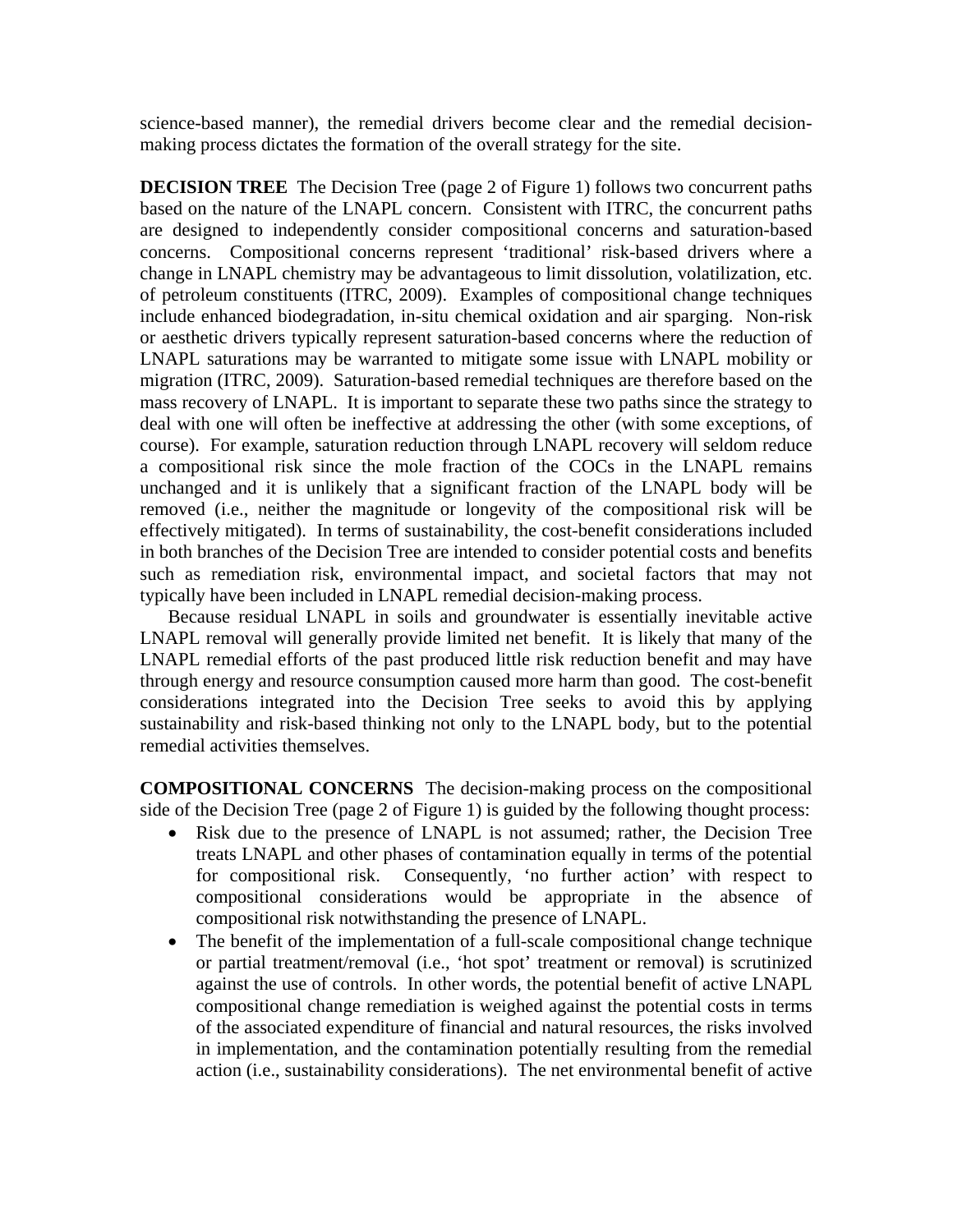science-based manner), the remedial drivers become clear and the remedial decision-making process dictates the formation of the overall strategy for the site.

**DECISION TREE** The Decision Tree (page 2 of Figure 1) follows two concurrent paths based on the nature of the LNAPL concern. Consistent with ITRC, the concurrent paths are designed to independently consider compositional concerns and saturation-based concerns. Compositional concerns represent 'traditional' risk-based drivers where a change in LNAPL chemistry may be advantageous to limit dissolution, volatilization, etc. of petroleum constituents (ITRC, 2009). Examples of compositional change techniques include enhanced biodegradation, in-situ chemical oxidation and air sparging. Non-risk or aesthetic drivers typically represent saturation-based concerns where the reduction of LNAPL saturations may be warranted to mitigate some issue with LNAPL mobility or migration (ITRC, 2009). Saturation-based remedial techniques are therefore based on the mass recovery of LNAPL. It is important to separate these two paths since the strategy to deal with one will often be ineffective at addressing the other (with some exceptions, of course). For example, saturation reduction through LNAPL recovery will seldom reduce a compositional risk since the mole fraction of the COCs in the LNAPL remains unchanged and it is unlikely that a significant fraction of the LNAPL body will be removed (i.e., neither the magnitude or longevity of the compositional risk will be effectively mitigated). In terms of sustainability, the cost-benefit considerations included in both branches of the Decision Tree are intended to consider potential costs and benefits such as remediation risk, environmental impact, and societal factors that may not typically have been included in LNAPL remedial decision-making process.

Because residual LNAPL in soils and groundwater is essentially inevitable active LNAPL removal will generally provide limited net benefit. It is likely that many of the LNAPL remedial efforts of the past produced little risk reduction benefit and may have through energy and resource consumption caused more harm than good. The cost-benefit considerations integrated into the Decision Tree seeks to avoid this by applying sustainability and risk-based thinking not only to the LNAPL body, but to the potential remedial activities themselves.

**COMPOSITIONAL CONCERNS** The decision-making process on the compositional side of the Decision Tree (page 2 of Figure 1) is guided by the following thought process:

- Risk due to the presence of LNAPL is not assumed; rather, the Decision Tree treats LNAPL and other phases of contamination equally in terms of the potential for compositional risk. Consequently, 'no further action' with respect to compositional considerations would be appropriate in the absence of compositional risk notwithstanding the presence of LNAPL.
- The benefit of the implementation of a full-scale compositional change technique or partial treatment/removal (i.e., 'hot spot' treatment or removal) is scrutinized against the use of controls. In other words, the potential benefit of active LNAPL compositional change remediation is weighed against the potential costs in terms of the associated expenditure of financial and natural resources, the risks involved in implementation, and the contamination potentially resulting from the remedial action (i.e., sustainability considerations). The net environmental benefit of active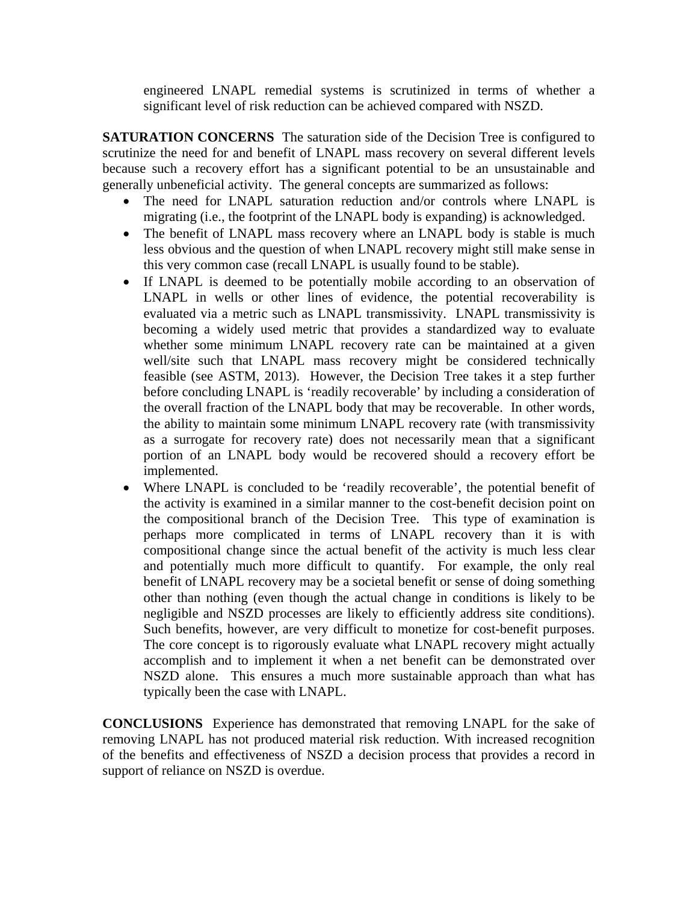engineered LNAPL remedial systems is scrutinized in terms of whether a significant level of risk reduction can be achieved compared with NSZD.

**SATURATION CONCERNS** The saturation side of the Decision Tree is configured to scrutinize the need for and benefit of LNAPL mass recovery on several different levels because such a recovery effort has a significant potential to be an unsustainable and generally unbeneficial activity. The general concepts are summarized as follows:

- The need for LNAPL saturation reduction and/or controls where LNAPL is migrating (i.e., the footprint of the LNAPL body is expanding) is acknowledged.
- The benefit of LNAPL mass recovery where an LNAPL body is stable is much less obvious and the question of when LNAPL recovery might still make sense in this very common case (recall LNAPL is usually found to be stable).
- If LNAPL is deemed to be potentially mobile according to an observation of LNAPL in wells or other lines of evidence, the potential recoverability is evaluated via a metric such as LNAPL transmissivity. LNAPL transmissivity is becoming a widely used metric that provides a standardized way to evaluate whether some minimum LNAPL recovery rate can be maintained at a given well/site such that LNAPL mass recovery might be considered technically feasible (see ASTM, 2013). However, the Decision Tree takes it a step further before concluding LNAPL is 'readily recoverable' by including a consideration of the overall fraction of the LNAPL body that may be recoverable. In other words, the ability to maintain some minimum LNAPL recovery rate (with transmissivity as a surrogate for recovery rate) does not necessarily mean that a significant portion of an LNAPL body would be recovered should a recovery effort be implemented.
- Where LNAPL is concluded to be 'readily recoverable', the potential benefit of the activity is examined in a similar manner to the cost-benefit decision point on the compositional branch of the Decision Tree. This type of examination is perhaps more complicated in terms of LNAPL recovery than it is with compositional change since the actual benefit of the activity is much less clear and potentially much more difficult to quantify. For example, the only real benefit of LNAPL recovery may be a societal benefit or sense of doing something other than nothing (even though the actual change in conditions is likely to be negligible and NSZD processes are likely to efficiently address site conditions). Such benefits, however, are very difficult to monetize for cost-benefit purposes. The core concept is to rigorously evaluate what LNAPL recovery might actually accomplish and to implement it when a net benefit can be demonstrated over NSZD alone. This ensures a much more sustainable approach than what has typically been the case with LNAPL.

**CONCLUSIONS** Experience has demonstrated that removing LNAPL for the sake of removing LNAPL has not produced material risk reduction. With increased recognition of the benefits and effectiveness of NSZD a decision process that provides a record in support of reliance on NSZD is overdue.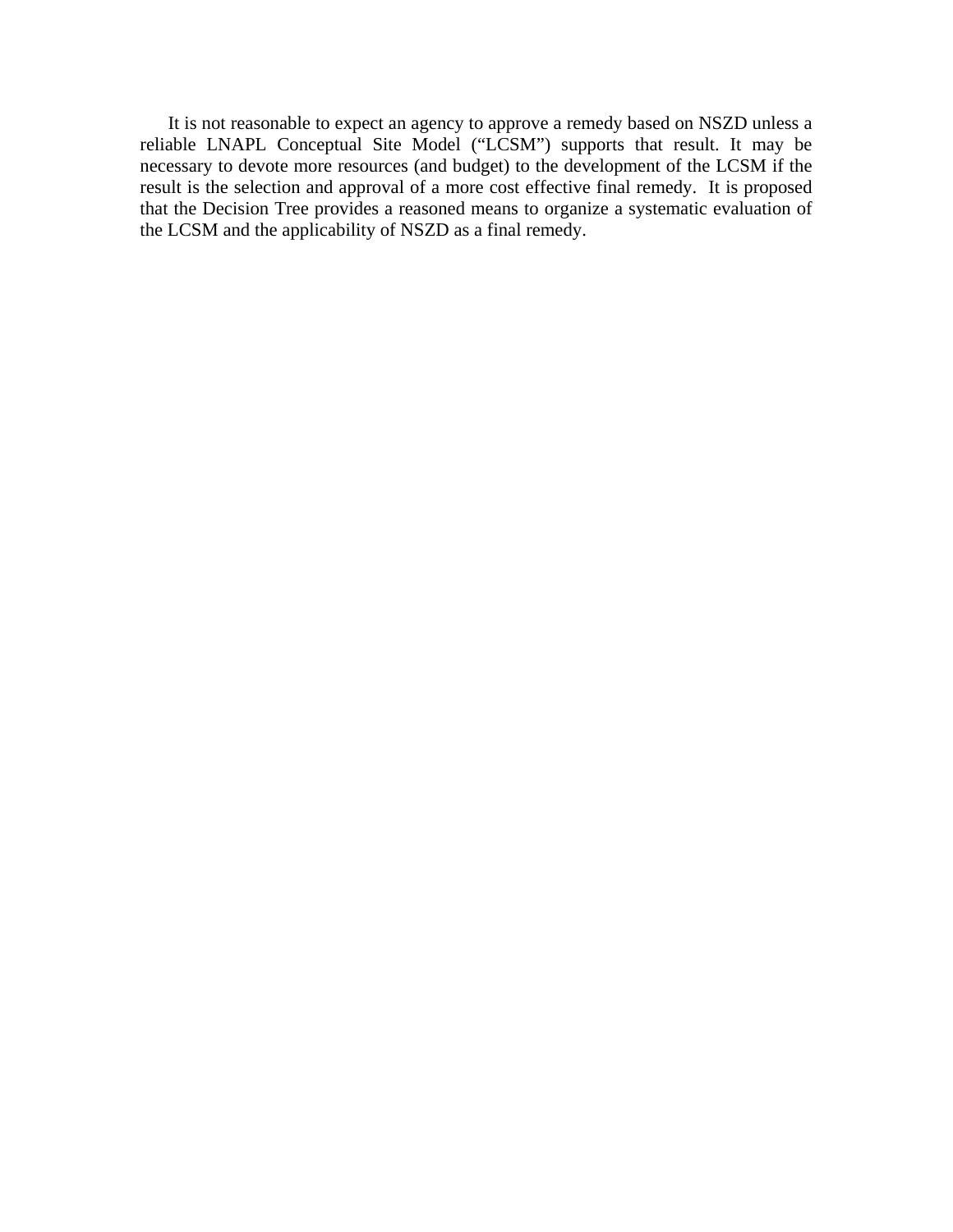It is not reasonable to expect an agency to approve a remedy based on NSZD unless a reliable LNAPL Conceptual Site Model ("LCSM") supports that result. It may be necessary to devote more resources (and budget) to the development of the LCSM if the result is the selection and approval of a more cost effective final remedy. It is proposed that the Decision Tree provides a reasoned means to organize a systematic evaluation of the LCSM and the applicability of NSZD as a final remedy.